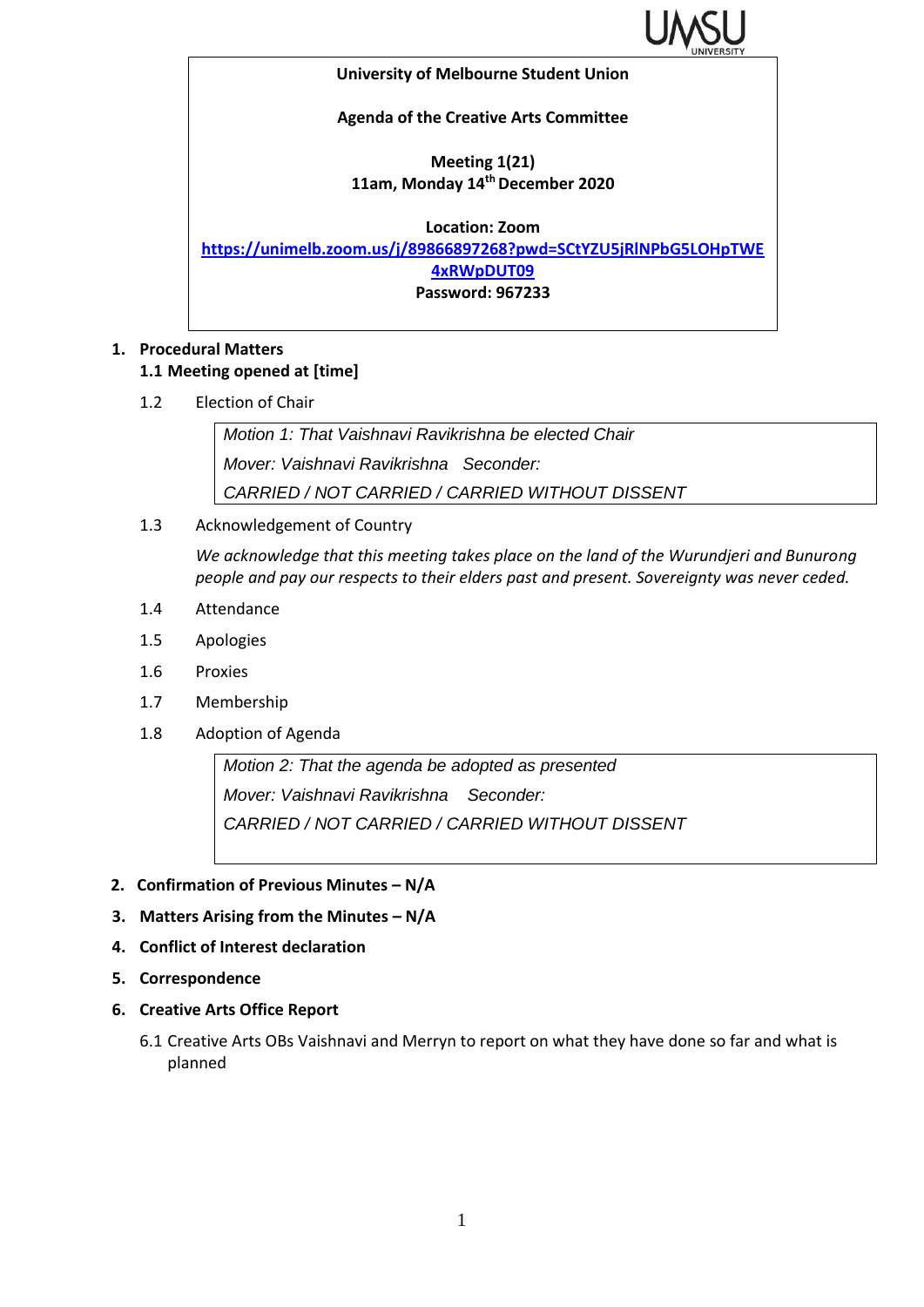**University of Melbourne Student Union**

**Agenda of the Creative Arts Committee**

**Meeting 1(21)**
**11am, Monday 14th December 2020**

**Location: Zoom**
**https://unimelb.zoom.us/j/89866897268?pwd=SCtYZU5jRlNPbG5LOHpTWE4xRWpDUT09**
**Password: 967233**

1. **Procedural Matters**
   **1.1 Meeting opened at [time]**

   1.2 Election of Chair

   > *Motion 1: That Vaishnavi Ravikrishna be elected Chair*
   > *Mover: Vaishnavi Ravikrishna Seconder:*
   > *CARRIED / NOT CARRIED / CARRIED WITHOUT DISSENT*

   1.3 Acknowledgement of Country

   *We acknowledge that this meeting takes place on the land of the Wurundjeri and Bunurong people and pay our respects to their elders past and present. Sovereignty was never ceded.*

   1.4 Attendance

   1.5 Apologies

   1.6 Proxies

   1.7 Membership

   1.8 Adoption of Agenda

   > *Motion 2: That the agenda be adopted as presented*
   > *Mover: Vaishnavi Ravikrishna Seconder:*
   > *CARRIED / NOT CARRIED / CARRIED WITHOUT DISSENT*

2. **Confirmation of Previous Minutes – N/A**
3. **Matters Arising from the Minutes – N/A**
4. **Conflict of Interest declaration**
5. **Correspondence**
6. **Creative Arts Office Report**

   6.1 Creative Arts OBs Vaishnavi and Merryn to report on what they have done so far and what is planned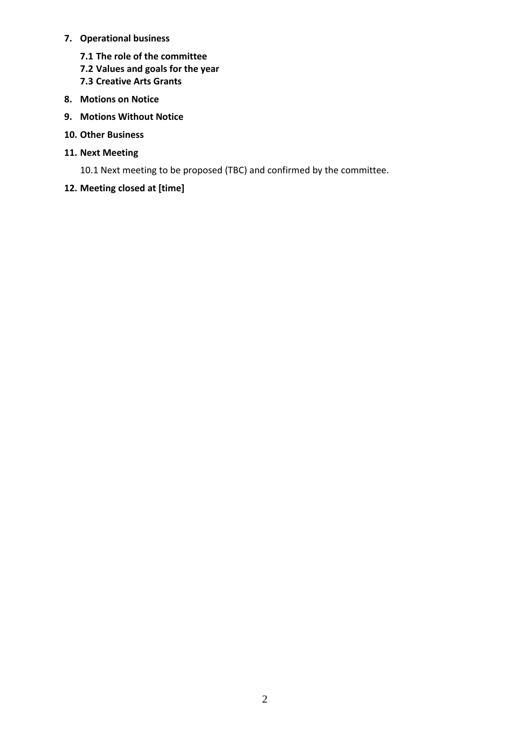7. **Operational business**

    **7.1 The role of the committee**
    **7.2 Values and goals for the year**
    **7.3 Creative Arts Grants**

8. **Motions on Notice**

9. **Motions Without Notice**

10. **Other Business**

11. **Next Meeting**

    10.1 Next meeting to be proposed (TBC) and confirmed by the committee.

12. **Meeting closed at [time]**